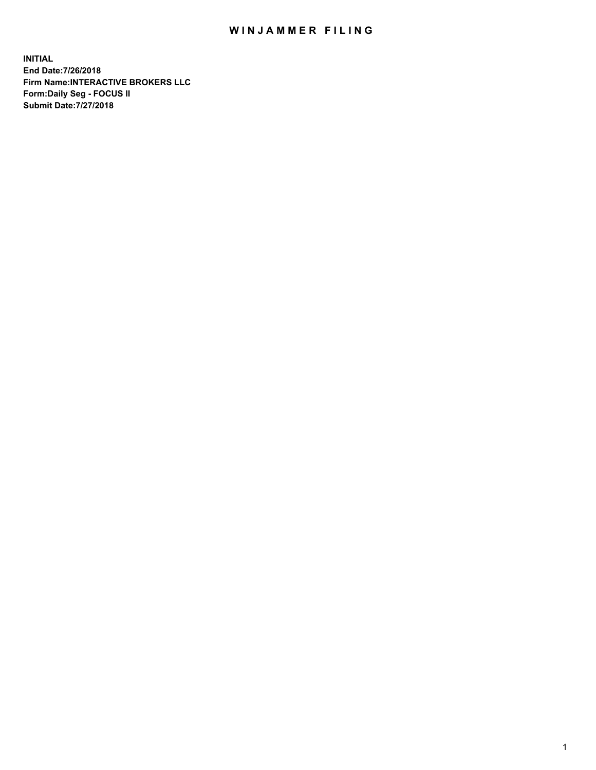# WINJAMMER FILING

**INITIAL**
**End Date:7/26/2018**
**Firm Name:INTERACTIVE BROKERS LLC**
**Form:Daily Seg - FOCUS II**
**Submit Date:7/27/2018**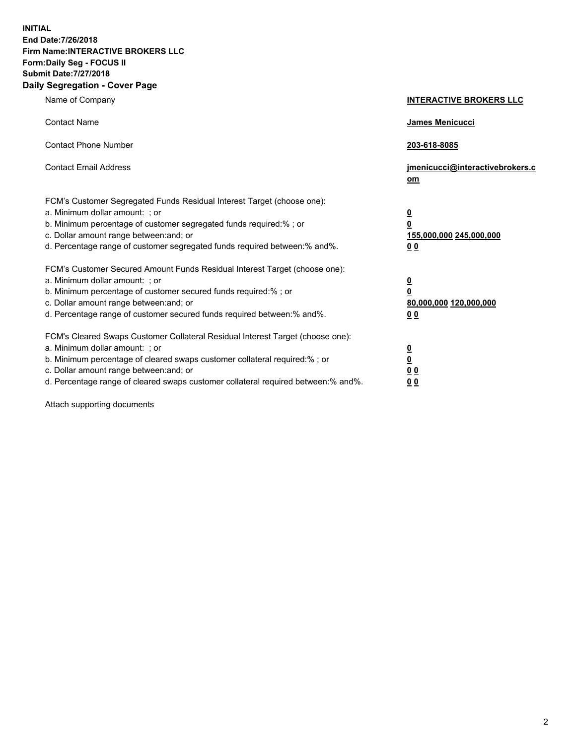**INITIAL**
**End Date:7/26/2018**
**Firm Name:INTERACTIVE BROKERS LLC**
**Form:Daily Seg - FOCUS II**
**Submit Date:7/27/2018**
**Daily Segregation - Cover Page**

| | |
|---|---|
| Name of Company | **INTERACTIVE BROKERS LLC** |
| Contact Name | **James Menicucci** |
| Contact Phone Number | **203-618-8085** |
| Contact Email Address | **jmenicucci@interactivebrokers.com** |
| FCM's Customer Segregated Funds Residual Interest Target (choose one): | |
| a. Minimum dollar amount: ; or | **0** |
| b. Minimum percentage of customer segregated funds required:% ; or | **0** |
| c. Dollar amount range between:and; or | **155,000,000 245,000,000** |
| d. Percentage range of customer segregated funds required between:% and%. | **0 0** |
| FCM's Customer Secured Amount Funds Residual Interest Target (choose one): | |
| a. Minimum dollar amount: ; or | **0** |
| b. Minimum percentage of customer secured funds required:% ; or | **0** |
| c. Dollar amount range between:and; or | **80,000,000 120,000,000** |
| d. Percentage range of customer secured funds required between:% and%. | **0 0** |
| FCM's Cleared Swaps Customer Collateral Residual Interest Target (choose one): | |
| a. Minimum dollar amount: ; or | **0** |
| b. Minimum percentage of cleared swaps customer collateral required:% ; or | **0** |
| c. Dollar amount range between:and; or | **0 0** |
| d. Percentage range of cleared swaps customer collateral required between:% and%. | **0 0** |

Attach supporting documents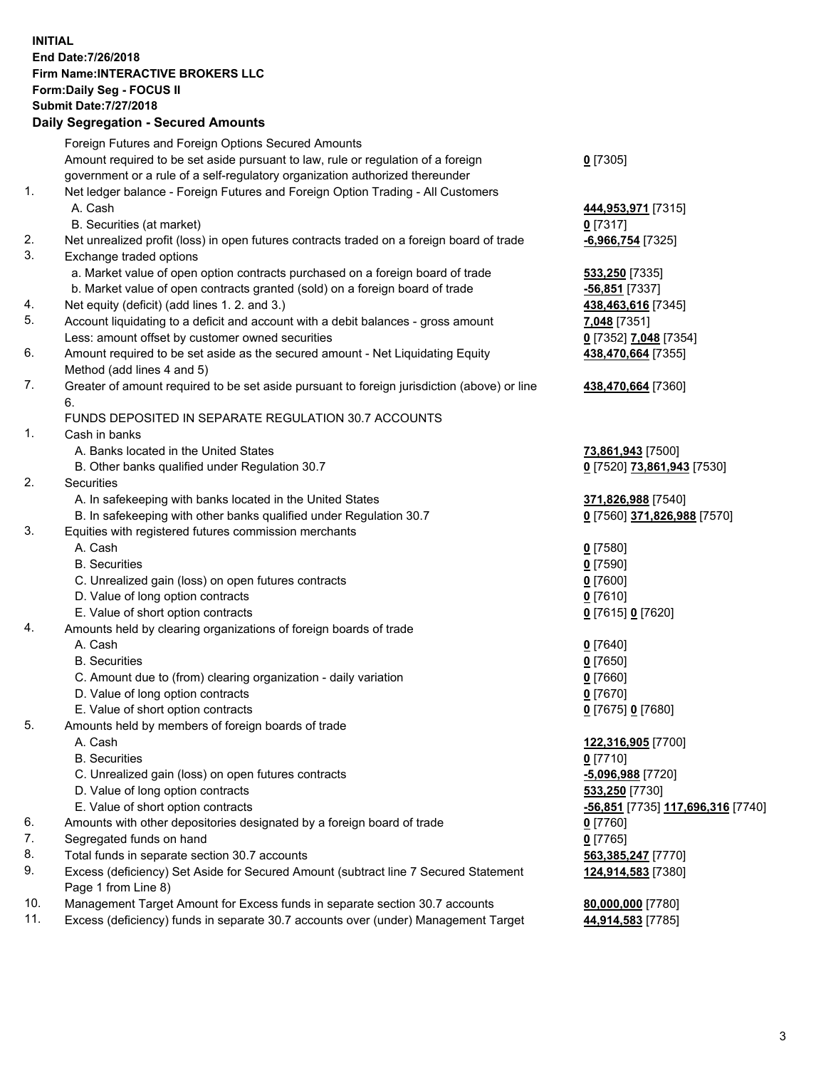**INITIAL**
**End Date:7/26/2018**
**Firm Name:INTERACTIVE BROKERS LLC**
**Form:Daily Seg - FOCUS II**
**Submit Date:7/27/2018**
**Daily Segregation - Secured Amounts**

| | | |
|---|---|---|
| | Foreign Futures and Foreign Options Secured Amounts | |
| | Amount required to be set aside pursuant to law, rule or regulation of a foreign government or a rule of a self-regulatory organization authorized thereunder | **0** [7305] |
| 1. | Net ledger balance - Foreign Futures and Foreign Option Trading - All Customers | |
| | A. Cash | **444,953,971** [7315] |
| | B. Securities (at market) | **0** [7317] |
| 2. | Net unrealized profit (loss) in open futures contracts traded on a foreign board of trade | **-6,966,754** [7325] |
| 3. | Exchange traded options | |
| | a. Market value of open option contracts purchased on a foreign board of trade | **533,250** [7335] |
| | b. Market value of open contracts granted (sold) on a foreign board of trade | **-56,851** [7337] |
| 4. | Net equity (deficit) (add lines 1. 2. and 3.) | **438,463,616** [7345] |
| 5. | Account liquidating to a deficit and account with a debit balances - gross amount | **7,048** [7351] |
| | Less: amount offset by customer owned securities | **0** [7352] **7,048** [7354] |
| 6. | Amount required to be set aside as the secured amount - Net Liquidating Equity Method (add lines 4 and 5) | **438,470,664** [7355] |
| 7. | Greater of amount required to be set aside pursuant to foreign jurisdiction (above) or line 6. | **438,470,664** [7360] |
| | FUNDS DEPOSITED IN SEPARATE REGULATION 30.7 ACCOUNTS | |
| 1. | Cash in banks | |
| | A. Banks located in the United States | **73,861,943** [7500] |
| | B. Other banks qualified under Regulation 30.7 | **0** [7520] **73,861,943** [7530] |
| 2. | Securities | |
| | A. In safekeeping with banks located in the United States | **371,826,988** [7540] |
| | B. In safekeeping with other banks qualified under Regulation 30.7 | **0** [7560] **371,826,988** [7570] |
| 3. | Equities with registered futures commission merchants | |
| | A. Cash | **0** [7580] |
| | B. Securities | **0** [7590] |
| | C. Unrealized gain (loss) on open futures contracts | **0** [7600] |
| | D. Value of long option contracts | **0** [7610] |
| | E. Value of short option contracts | **0** [7615] **0** [7620] |
| 4. | Amounts held by clearing organizations of foreign boards of trade | |
| | A. Cash | **0** [7640] |
| | B. Securities | **0** [7650] |
| | C. Amount due to (from) clearing organization - daily variation | **0** [7660] |
| | D. Value of long option contracts | **0** [7670] |
| | E. Value of short option contracts | **0** [7675] **0** [7680] |
| 5. | Amounts held by members of foreign boards of trade | |
| | A. Cash | **122,316,905** [7700] |
| | B. Securities | **0** [7710] |
| | C. Unrealized gain (loss) on open futures contracts | **-5,096,988** [7720] |
| | D. Value of long option contracts | **533,250** [7730] |
| | E. Value of short option contracts | **-56,851** [7735] **117,696,316** [7740] |
| 6. | Amounts with other depositories designated by a foreign board of trade | **0** [7760] |
| 7. | Segregated funds on hand | **0** [7765] |
| 8. | Total funds in separate section 30.7 accounts | **563,385,247** [7770] |
| 9. | Excess (deficiency) Set Aside for Secured Amount (subtract line 7 Secured Statement Page 1 from Line 8) | **124,914,583** [7380] |
| 10. | Management Target Amount for Excess funds in separate section 30.7 accounts | **80,000,000** [7780] |
| 11. | Excess (deficiency) funds in separate 30.7 accounts over (under) Management Target | **44,914,583** [7785] |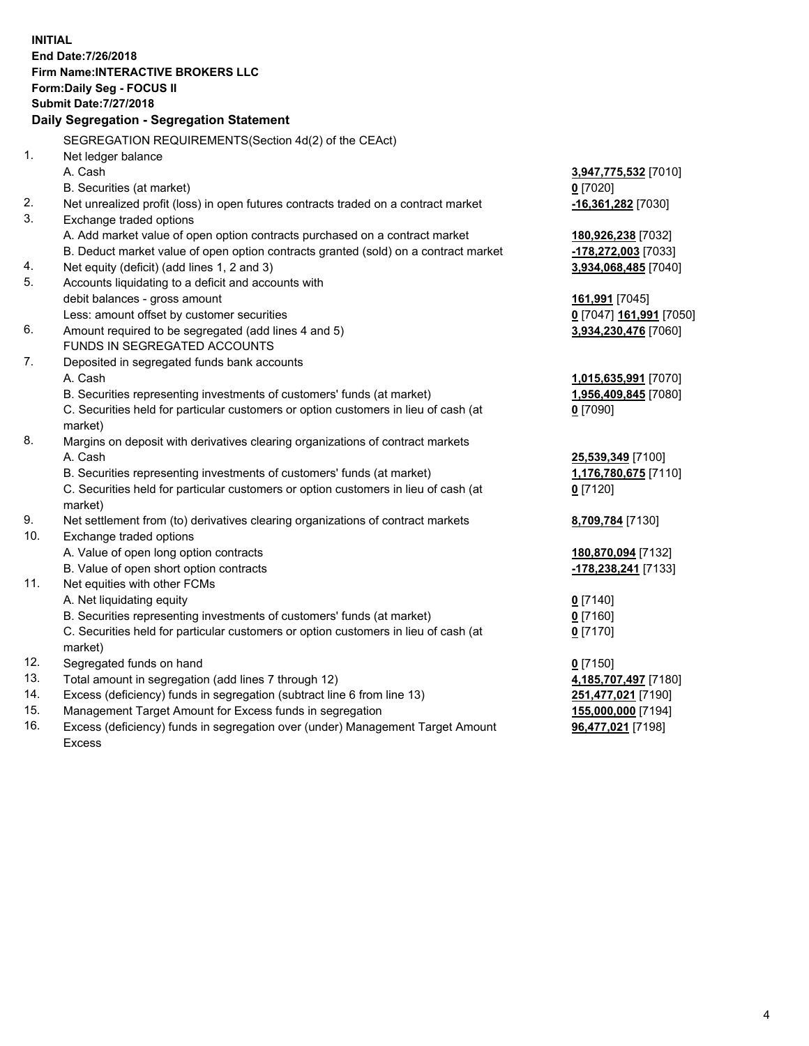**INITIAL**
**End Date:7/26/2018**
**Firm Name:INTERACTIVE BROKERS LLC**
**Form:Daily Seg - FOCUS II**
**Submit Date:7/27/2018**

**Daily Segregation - Segregation Statement**

SEGREGATION REQUIREMENTS(Section 4d(2) of the CEAct)

| | | |
|---|---|---|
| 1. | Net ledger balance | |
| | A. Cash | **3,947,775,532** [7010] |
| | B. Securities (at market) | **0** [7020] |
| 2. | Net unrealized profit (loss) in open futures contracts traded on a contract market | **-16,361,282** [7030] |
| 3. | Exchange traded options | |
| | A. Add market value of open option contracts purchased on a contract market | **180,926,238** [7032] |
| | B. Deduct market value of open option contracts granted (sold) on a contract market | **-178,272,003** [7033] |
| 4. | Net equity (deficit) (add lines 1, 2 and 3) | **3,934,068,485** [7040] |
| 5. | Accounts liquidating to a deficit and accounts with debit balances - gross amount | **161,991** [7045] |
| | Less: amount offset by customer securities | **0** [7047] **161,991** [7050] |
| 6. | Amount required to be segregated (add lines 4 and 5) | **3,934,230,476** [7060] |
| | FUNDS IN SEGREGATED ACCOUNTS | |
| 7. | Deposited in segregated funds bank accounts | |
| | A. Cash | **1,015,635,991** [7070] |
| | B. Securities representing investments of customers' funds (at market) | **1,956,409,845** [7080] |
| | C. Securities held for particular customers or option customers in lieu of cash (at market) | **0** [7090] |
| 8. | Margins on deposit with derivatives clearing organizations of contract markets | |
| | A. Cash | **25,539,349** [7100] |
| | B. Securities representing investments of customers' funds (at market) | **1,176,780,675** [7110] |
| | C. Securities held for particular customers or option customers in lieu of cash (at market) | **0** [7120] |
| 9. | Net settlement from (to) derivatives clearing organizations of contract markets | **8,709,784** [7130] |
| 10. | Exchange traded options | |
| | A. Value of open long option contracts | **180,870,094** [7132] |
| | B. Value of open short option contracts | **-178,238,241** [7133] |
| 11. | Net equities with other FCMs | |
| | A. Net liquidating equity | **0** [7140] |
| | B. Securities representing investments of customers' funds (at market) | **0** [7160] |
| | C. Securities held for particular customers or option customers in lieu of cash (at market) | **0** [7170] |
| 12. | Segregated funds on hand | **0** [7150] |
| 13. | Total amount in segregation (add lines 7 through 12) | **4,185,707,497** [7180] |
| 14. | Excess (deficiency) funds in segregation (subtract line 6 from line 13) | **251,477,021** [7190] |
| 15. | Management Target Amount for Excess funds in segregation | **155,000,000** [7194] |
| 16. | Excess (deficiency) funds in segregation over (under) Management Target Amount Excess | **96,477,021** [7198] |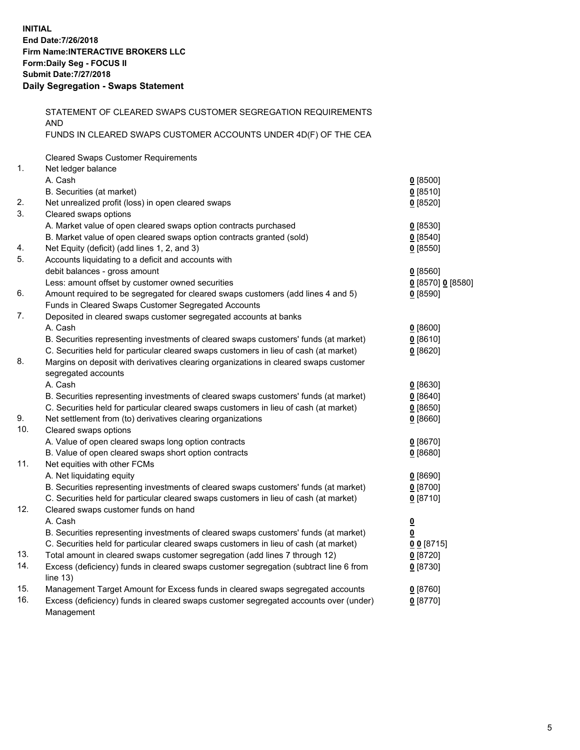**INITIAL**
**End Date:7/26/2018**
**Firm Name:INTERACTIVE BROKERS LLC**
**Form:Daily Seg - FOCUS II**
**Submit Date:7/27/2018**
**Daily Segregation - Swaps Statement**

STATEMENT OF CLEARED SWAPS CUSTOMER SEGREGATION REQUIREMENTS AND FUNDS IN CLEARED SWAPS CUSTOMER ACCOUNTS UNDER 4D(F) OF THE CEA

| | | |
|---|---|---|
| | Cleared Swaps Customer Requirements | |
| 1. | Net ledger balance | |
| | A. Cash | 0 [8500] |
| | B. Securities (at market) | 0 [8510] |
| 2. | Net unrealized profit (loss) in open cleared swaps | 0 [8520] |
| 3. | Cleared swaps options | |
| | A. Market value of open cleared swaps option contracts purchased | 0 [8530] |
| | B. Market value of open cleared swaps option contracts granted (sold) | 0 [8540] |
| 4. | Net Equity (deficit) (add lines 1, 2, and 3) | 0 [8550] |
| 5. | Accounts liquidating to a deficit and accounts with | |
| | debit balances - gross amount | 0 [8560] |
| | Less: amount offset by customer owned securities | 0 [8570] 0 [8580] |
| 6. | Amount required to be segregated for cleared swaps customers (add lines 4 and 5) | 0 [8590] |
| | Funds in Cleared Swaps Customer Segregated Accounts | |
| 7. | Deposited in cleared swaps customer segregated accounts at banks | |
| | A. Cash | 0 [8600] |
| | B. Securities representing investments of cleared swaps customers' funds (at market) | 0 [8610] |
| | C. Securities held for particular cleared swaps customers in lieu of cash (at market) | 0 [8620] |
| 8. | Margins on deposit with derivatives clearing organizations in cleared swaps customer segregated accounts | |
| | A. Cash | 0 [8630] |
| | B. Securities representing investments of cleared swaps customers' funds (at market) | 0 [8640] |
| | C. Securities held for particular cleared swaps customers in lieu of cash (at market) | 0 [8650] |
| 9. | Net settlement from (to) derivatives clearing organizations | 0 [8660] |
| 10. | Cleared swaps options | |
| | A. Value of open cleared swaps long option contracts | 0 [8670] |
| | B. Value of open cleared swaps short option contracts | 0 [8680] |
| 11. | Net equities with other FCMs | |
| | A. Net liquidating equity | 0 [8690] |
| | B. Securities representing investments of cleared swaps customers' funds (at market) | 0 [8700] |
| | C. Securities held for particular cleared swaps customers in lieu of cash (at market) | 0 [8710] |
| 12. | Cleared swaps customer funds on hand | |
| | A. Cash | 0 |
| | B. Securities representing investments of cleared swaps customers' funds (at market) | 0 |
| | C. Securities held for particular cleared swaps customers in lieu of cash (at market) | 0 0 [8715] |
| 13. | Total amount in cleared swaps customer segregation (add lines 7 through 12) | 0 [8720] |
| 14. | Excess (deficiency) funds in cleared swaps customer segregation (subtract line 6 from line 13) | 0 [8730] |
| 15. | Management Target Amount for Excess funds in cleared swaps segregated accounts | 0 [8760] |
| 16. | Excess (deficiency) funds in cleared swaps customer segregated accounts over (under) Management | 0 [8770] |